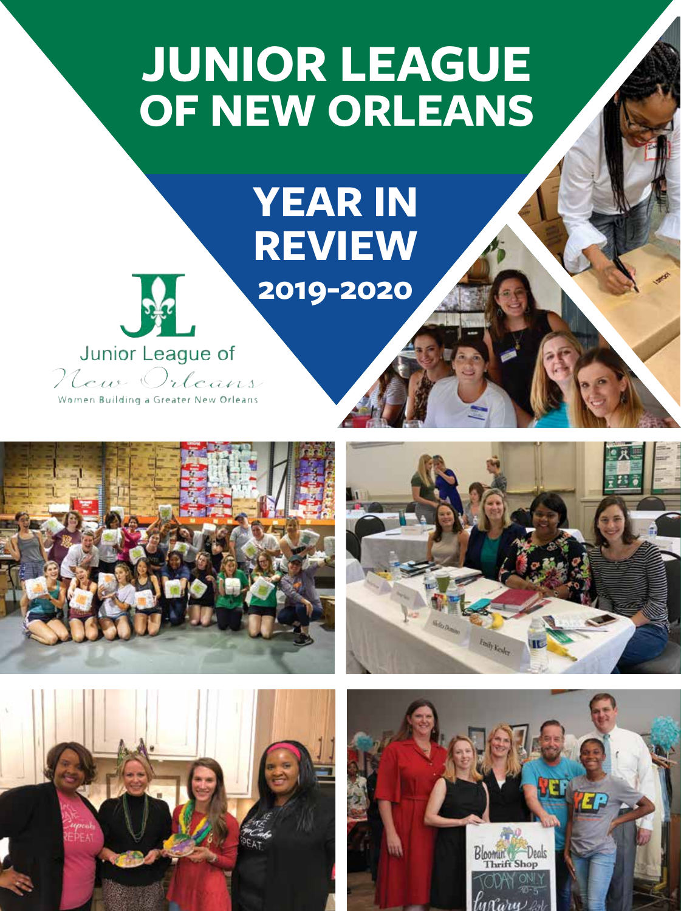# JUNIOR LEAGUE OF NEW ORLEANS

## YEAR IN REVIEW

### 2019-2020

Junior League of New Orleans

Women Building a Greater New Orleans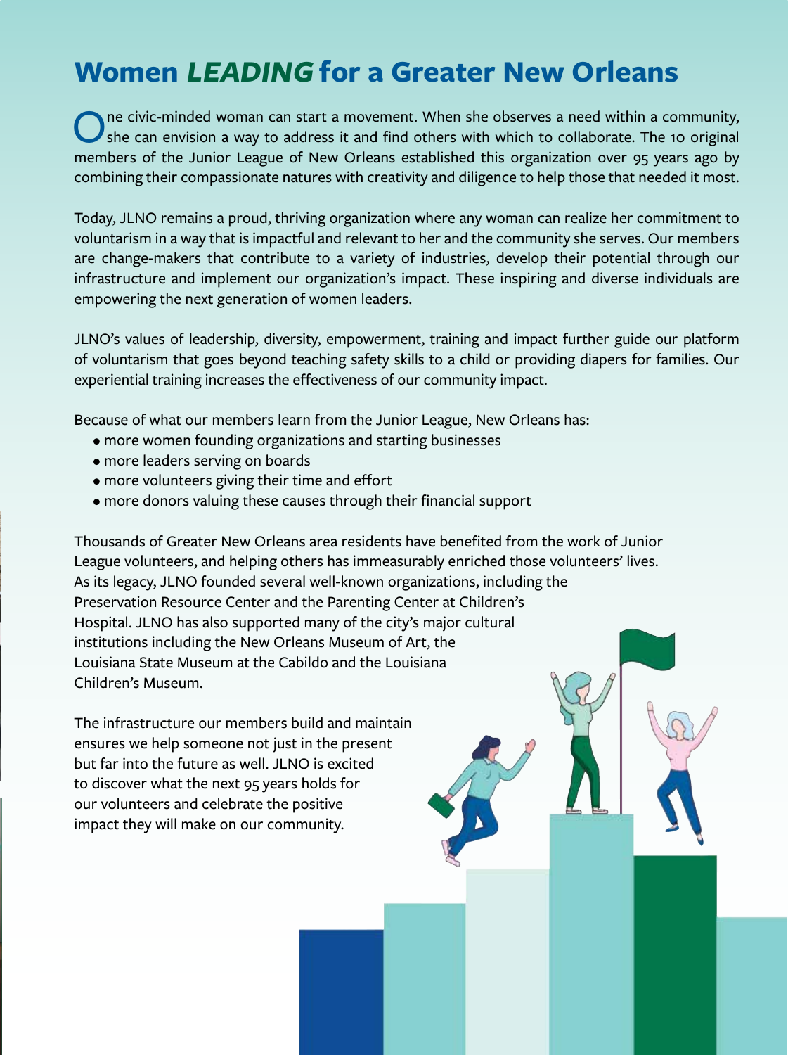# Women *LEADING* for a Greater New Orleans

One civic-minded woman can start a movement. When she observes a need within a community, she can envision a way to address it and find others with which to collaborate. The 10 original members of the Junior League of New Orleans established this organization over 95 years ago by combining their compassionate natures with creativity and diligence to help those that needed it most.

Today, JLNO remains a proud, thriving organization where any woman can realize her commitment to voluntarism in a way that is impactful and relevant to her and the community she serves. Our members are change-makers that contribute to a variety of industries, develop their potential through our infrastructure and implement our organization's impact. These inspiring and diverse individuals are empowering the next generation of women leaders.

JLNO's values of leadership, diversity, empowerment, training and impact further guide our platform of voluntarism that goes beyond teaching safety skills to a child or providing diapers for families. Our experiential training increases the effectiveness of our community impact.

Because of what our members learn from the Junior League, New Orleans has:

- more women founding organizations and starting businesses
- more leaders serving on boards
- more volunteers giving their time and effort
- more donors valuing these causes through their financial support

Thousands of Greater New Orleans area residents have benefited from the work of Junior League volunteers, and helping others has immeasurably enriched those volunteers' lives. As its legacy, JLNO founded several well-known organizations, including the Preservation Resource Center and the Parenting Center at Children's Hospital. JLNO has also supported many of the city's major cultural institutions including the New Orleans Museum of Art, the Louisiana State Museum at the Cabildo and the Louisiana Children's Museum.

The infrastructure our members build and maintain ensures we help someone not just in the present but far into the future as well. JLNO is excited to discover what the next 95 years holds for our volunteers and celebrate the positive impact they will make on our community.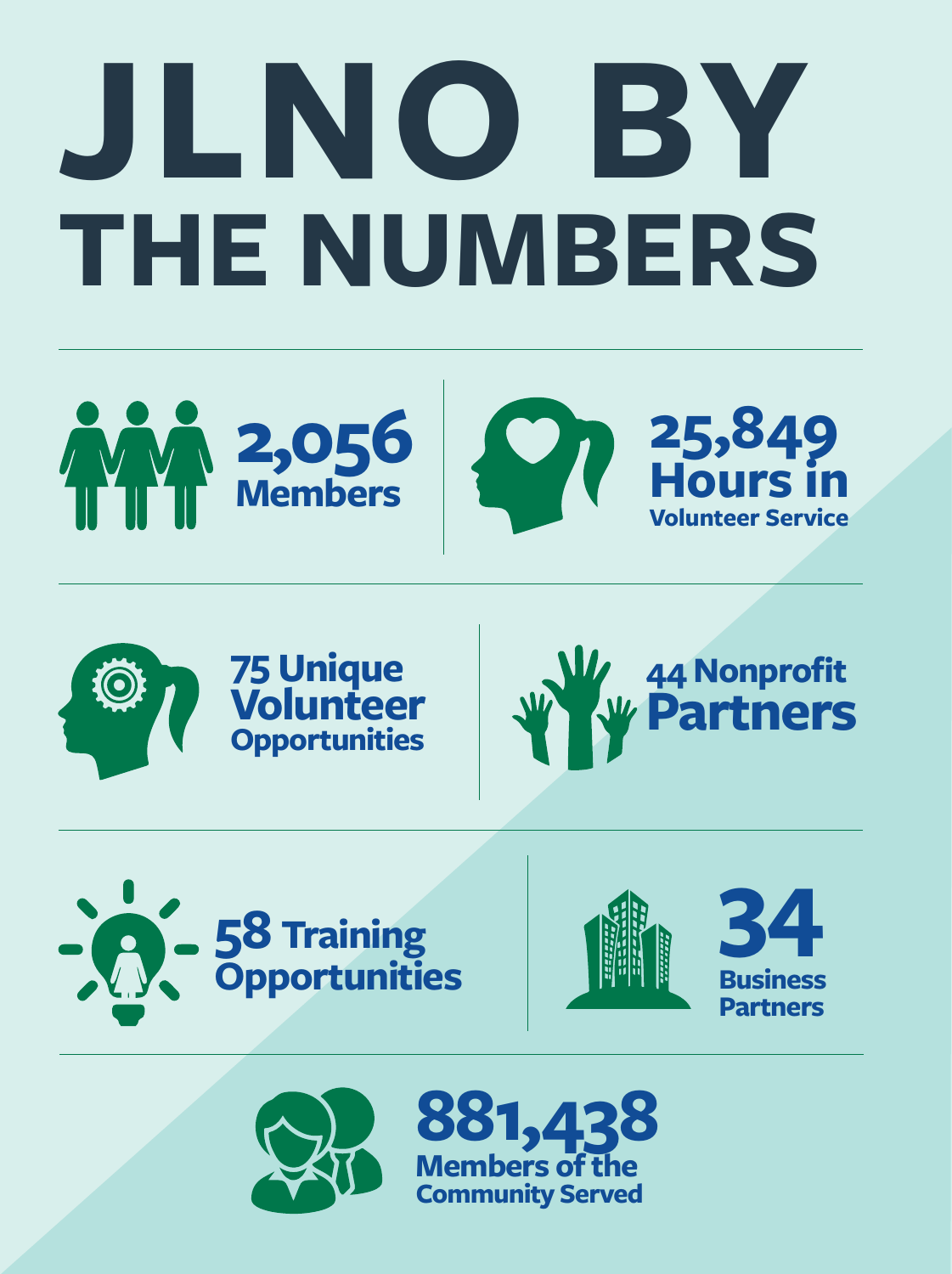# JLNO BY THE NUMBERS

**2,056** Members

**25,849** Hours in Volunteer Service

**75** Unique Volunteer Opportunities

**44** Nonprofit Partners

**58** Training Opportunities

**34** Business Partners

**881,438** Members of the Community Served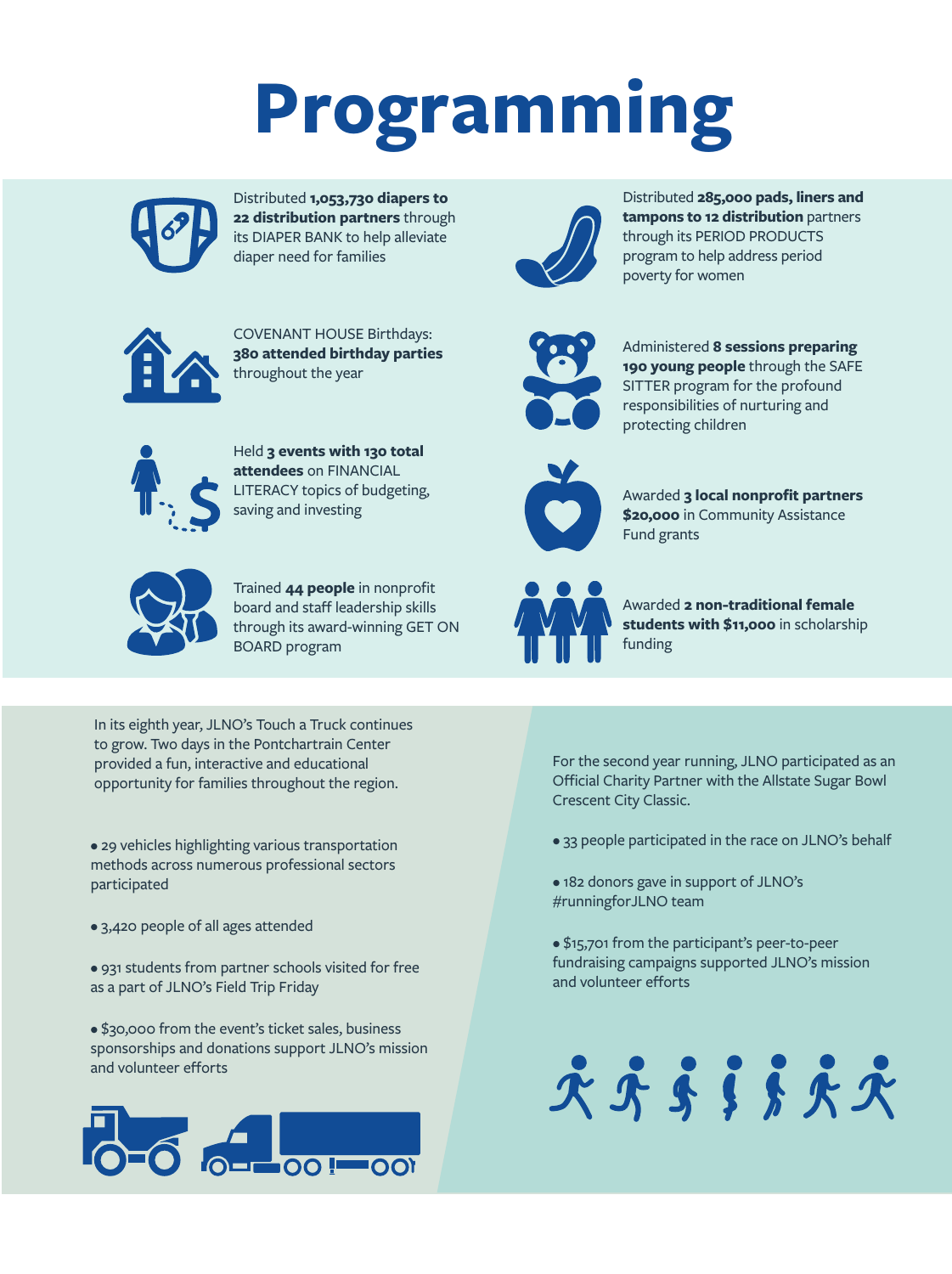# Programming

Distributed **1,053,730 diapers to 22 distribution partners** through its DIAPER BANK to help alleviate diaper need for families

Distributed **285,000 pads, liners and tampons to 12 distribution** partners through its PERIOD PRODUCTS program to help address period poverty for women

COVENANT HOUSE Birthdays: **380 attended birthday parties** throughout the year

Administered **8 sessions preparing 190 young people** through the SAFE SITTER program for the profound responsibilities of nurturing and protecting children

Held **3 events with 130 total attendees** on FINANCIAL LITERACY topics of budgeting, saving and investing

Awarded **3 local nonprofit partners $20,000** in Community Assistance Fund grants

Trained **44 people** in nonprofit board and staff leadership skills through its award-winning GET ON BOARD program

Awarded **2 non-traditional female students with $11,000** in scholarship funding

In its eighth year, JLNO's Touch a Truck continues to grow. Two days in the Pontchartrain Center provided a fun, interactive and educational opportunity for families throughout the region.

- 29 vehicles highlighting various transportation methods across numerous professional sectors participated
- 3,420 people of all ages attended
- 931 students from partner schools visited for free as a part of JLNO's Field Trip Friday
- $30,000 from the event's ticket sales, business sponsorships and donations support JLNO's mission and volunteer efforts

For the second year running, JLNO participated as an Official Charity Partner with the Allstate Sugar Bowl Crescent City Classic.

- 33 people participated in the race on JLNO's behalf
- 182 donors gave in support of JLNO's #runningforJLNO team
- $15,701 from the participant's peer-to-peer fundraising campaigns supported JLNO's mission and volunteer efforts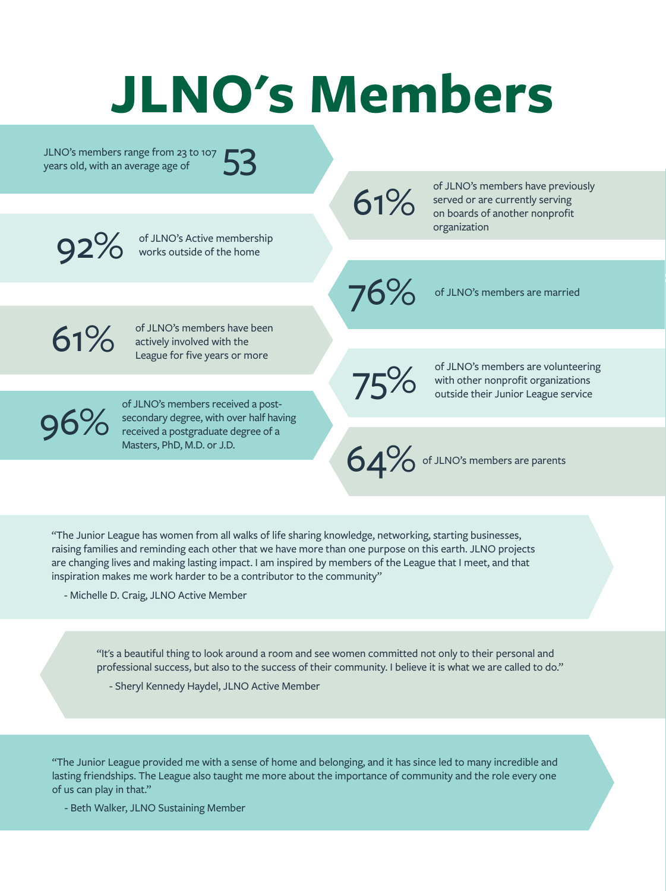# JLNO's Members

JLNO's members range from 23 to 107 years old, with an average age of **53**

**92%** of JLNO's Active membership works outside of the home

**61%** of JLNO's members have been actively involved with the League for five years or more

**96%** of JLNO's members received a post-secondary degree, with over half having received a postgraduate degree of a Masters, PhD, M.D. or J.D.

**61%** of JLNO's members have previously served or are currently serving on boards of another nonprofit organization

**76%** of JLNO's members are married

**75%** of JLNO's members are volunteering with other nonprofit organizations outside their Junior League service

**64%** of JLNO's members are parents

"The Junior League has women from all walks of life sharing knowledge, networking, starting businesses, raising families and reminding each other that we have more than one purpose on this earth. JLNO projects are changing lives and making lasting impact. I am inspired by members of the League that I meet, and that inspiration makes me work harder to be a contributor to the community"

- Michelle D. Craig, JLNO Active Member

"It's a beautiful thing to look around a room and see women committed not only to their personal and professional success, but also to the success of their community. I believe it is what we are called to do."

- Sheryl Kennedy Haydel, JLNO Active Member

"The Junior League provided me with a sense of home and belonging, and it has since led to many incredible and lasting friendships. The League also taught me more about the importance of community and the role every one of us can play in that."

- Beth Walker, JLNO Sustaining Member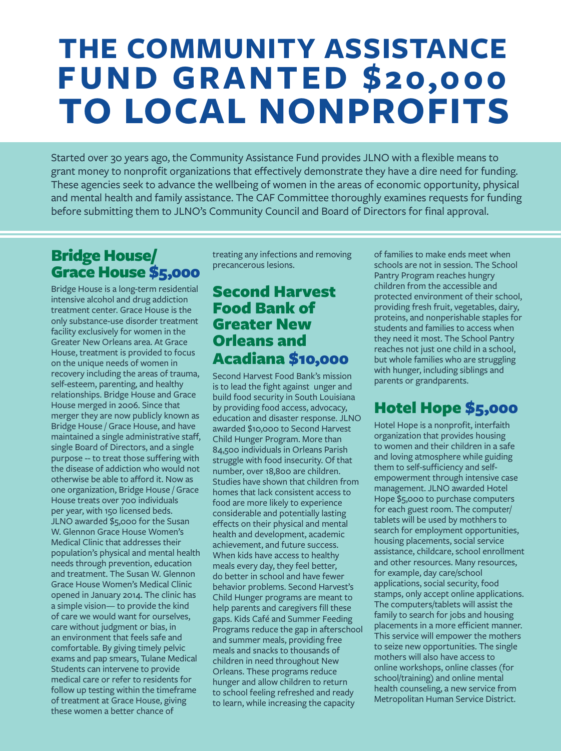# THE COMMUNITY ASSISTANCE FUND GRANTED $20,000 TO LOCAL NONPROFITS

Started over 30 years ago, the Community Assistance Fund provides JLNO with a flexible means to grant money to nonprofit organizations that effectively demonstrate they have a dire need for funding. These agencies seek to advance the wellbeing of women in the areas of economic opportunity, physical and mental health and family assistance. The CAF Committee thoroughly examines requests for funding before submitting them to JLNO's Community Council and Board of Directors for final approval.

## Bridge House/ Grace House $5,000

Bridge House is a long-term residential intensive alcohol and drug addiction treatment center. Grace House is the only substance-use disorder treatment facility exclusively for women in the Greater New Orleans area. At Grace House, treatment is provided to focus on the unique needs of women in recovery including the areas of trauma, self-esteem, parenting, and healthy relationships. Bridge House and Grace House merged in 2006. Since that merger they are now publicly known as Bridge House / Grace House, and have maintained a single administrative staff, single Board of Directors, and a single purpose -- to treat those suffering with the disease of addiction who would not otherwise be able to afford it. Now as one organization, Bridge House / Grace House treats over 700 individuals per year, with 150 licensed beds. JLNO awarded $5,000 for the Susan W. Glennon Grace House Women's Medical Clinic that addresses their population's physical and mental health needs through prevention, education and treatment. The Susan W. Glennon Grace House Women's Medical Clinic opened in January 2014. The clinic has a simple vision— to provide the kind of care we would want for ourselves, care without judgment or bias, in an environment that feels safe and comfortable. By giving timely pelvic exams and pap smears, Tulane Medical Students can intervene to provide medical care or refer to residents for follow up testing within the timeframe of treatment at Grace House, giving these women a better chance of treating any infections and removing precancerous lesions.

## Second Harvest Food Bank of Greater New Orleans and Acadiana $10,000

Second Harvest Food Bank's mission is to lead the fight against unger and build food security in South Louisiana by providing food access, advocacy, education and disaster response. JLNO awarded $10,000 to Second Harvest Child Hunger Program. More than 84,500 individuals in Orleans Parish struggle with food insecurity. Of that number, over 18,800 are children. Studies have shown that children from homes that lack consistent access to food are more likely to experience considerable and potentially lasting effects on their physical and mental health and development, academic achievement, and future success. When kids have access to healthy meals every day, they feel better, do better in school and have fewer behavior problems. Second Harvest's Child Hunger programs are meant to help parents and caregivers fill these gaps. Kids Café and Summer Feeding Programs reduce the gap in afterschool and summer meals, providing free meals and snacks to thousands of children in need throughout New Orleans. These programs reduce hunger and allow children to return to school feeling refreshed and ready to learn, while increasing the capacity of families to make ends meet when schools are not in session. The School Pantry Program reaches hungry children from the accessible and protected environment of their school, providing fresh fruit, vegetables, dairy, proteins, and nonperishable staples for students and families to access when they need it most. The School Pantry reaches not just one child in a school, but whole families who are struggling with hunger, including siblings and parents or grandparents.

## Hotel Hope $5,000

Hotel Hope is a nonprofit, interfaith organization that provides housing to women and their children in a safe and loving atmosphere while guiding them to self-sufficiency and self-empowerment through intensive case management. JLNO awarded Hotel Hope $5,000 to purchase computers for each guest room. The computer/ tablets will be used by mothhers to search for employment opportunities, housing placements, social service assistance, childcare, school enrollment and other resources. Many resources, for example, day care/school applications, social security, food stamps, only accept online applications. The computers/tablets will assist the family to search for jobs and housing placements in a more efficient manner. This service will empower the mothers to seize new opportunities. The single mothers will also have access to online workshops, online classes (for school/training) and online mental health counseling, a new service from Metropolitan Human Service District.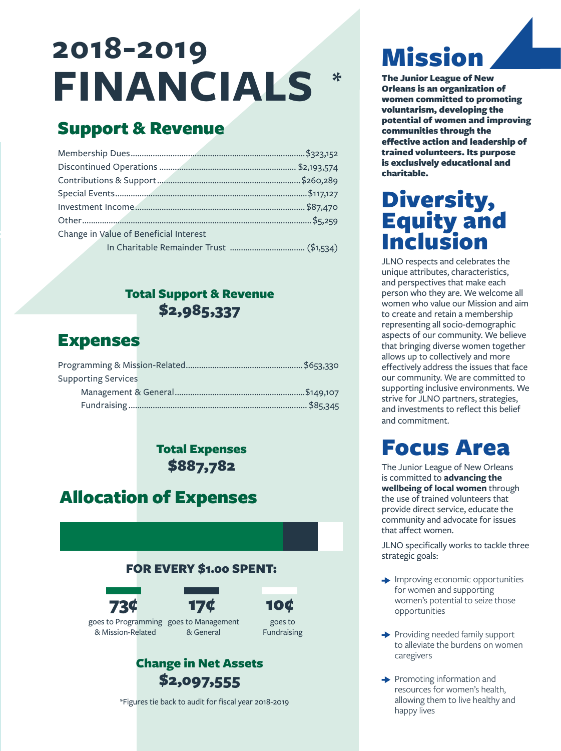# 2018-2019 FINANCIALS *

## Support & Revenue

| | |
|---|---|
| Membership Dues | $323,152 |
| Discontinued Operations | $2,193,574 |
| Contributions & Support | $260,289 |
| Special Events | $117,127 |
| Investment Income | $87,470 |
| Other | $5,259 |
| Change in Value of Beneficial Interest In Charitable Remainder Trust | ($1,534) |

**Total Support & Revenue**
**$2,985,337**

## Expenses

| | |
|---|---|
| Programming & Mission-Related | $653,330 |
| Supporting Services | |
| Management & General | $149,107 |
| Fundraising | $85,345 |

**Total Expenses**
**$887,782**

## Allocation of Expenses

**FOR EVERY $1.00 SPENT:**

- **73¢** goes to Programming & Mission-Related
- **17¢** goes to Management & General
- **10¢** goes to Fundraising

**Change in Net Assets**
**$2,097,555**

*Figures tie back to audit for fiscal year 2018-2019

# Mission

**The Junior League of New Orleans is an organization of women committed to promoting voluntarism, developing the potential of women and improving communities through the effective action and leadership of trained volunteers. Its purpose is exclusively educational and charitable.**

# Diversity, Equity and Inclusion

JLNO respects and celebrates the unique attributes, characteristics, and perspectives that make each person who they are. We welcome all women who value our Mission and aim to create and retain a membership representing all socio-demographic aspects of our community. We believe that bringing diverse women together allows up to collectively and more effectively address the issues that face our community. We are committed to supporting inclusive environments. We strive for JLNO partners, strategies, and investments to reflect this belief and commitment.

# Focus Area

The Junior League of New Orleans is committed to **advancing the wellbeing of local women** through the use of trained volunteers that provide direct service, educate the community and advocate for issues that affect women.

JLNO specifically works to tackle three strategic goals:

- Improving economic opportunities for women and supporting women's potential to seize those opportunities
- Providing needed family support to alleviate the burdens on women caregivers
- Promoting information and resources for women's health, allowing them to live healthy and happy lives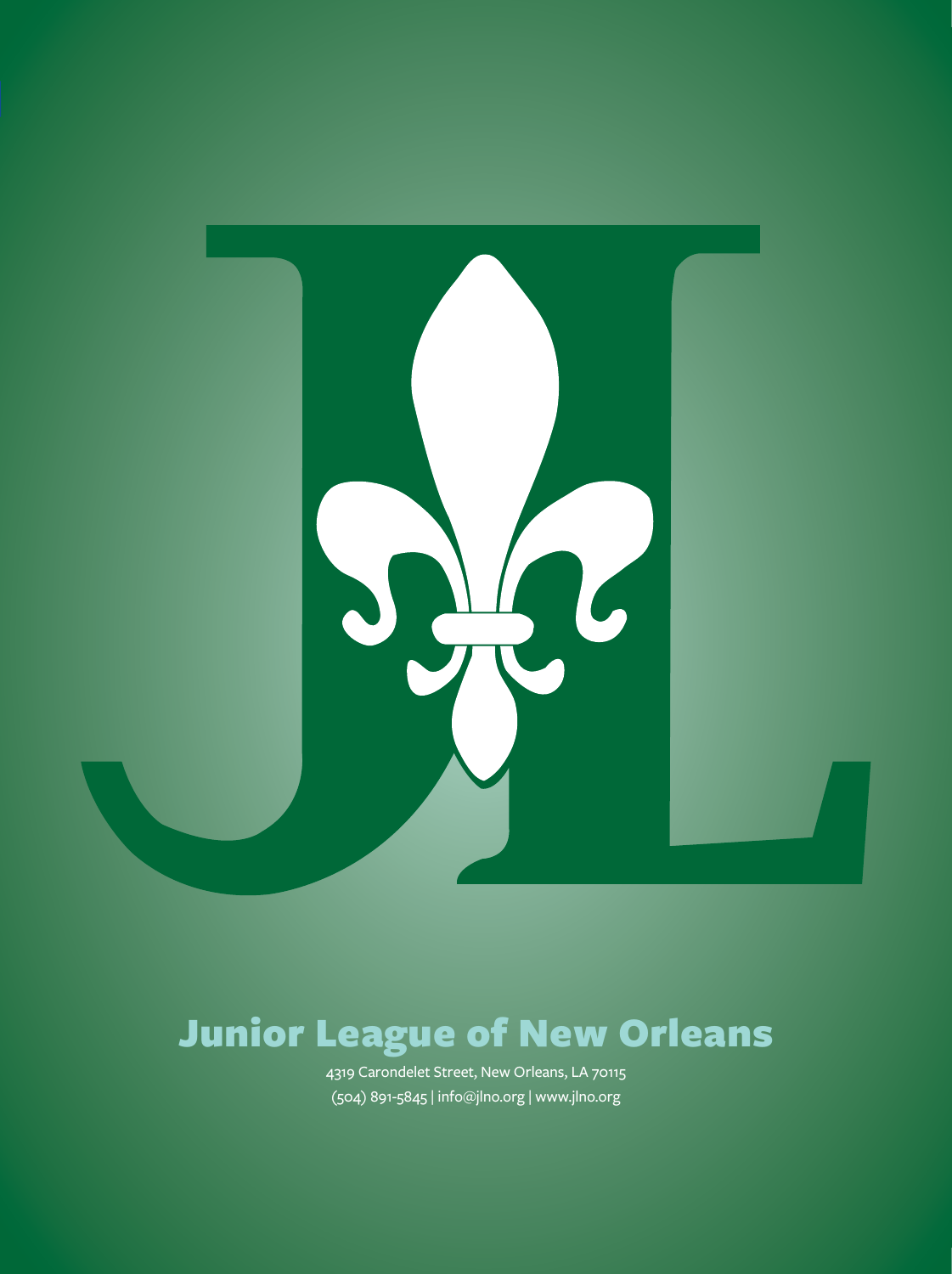# Junior League of New Orleans

4319 Carondelet Street, New Orleans, LA 70115
(504) 891-5845 | info@jlno.org | www.jlno.org